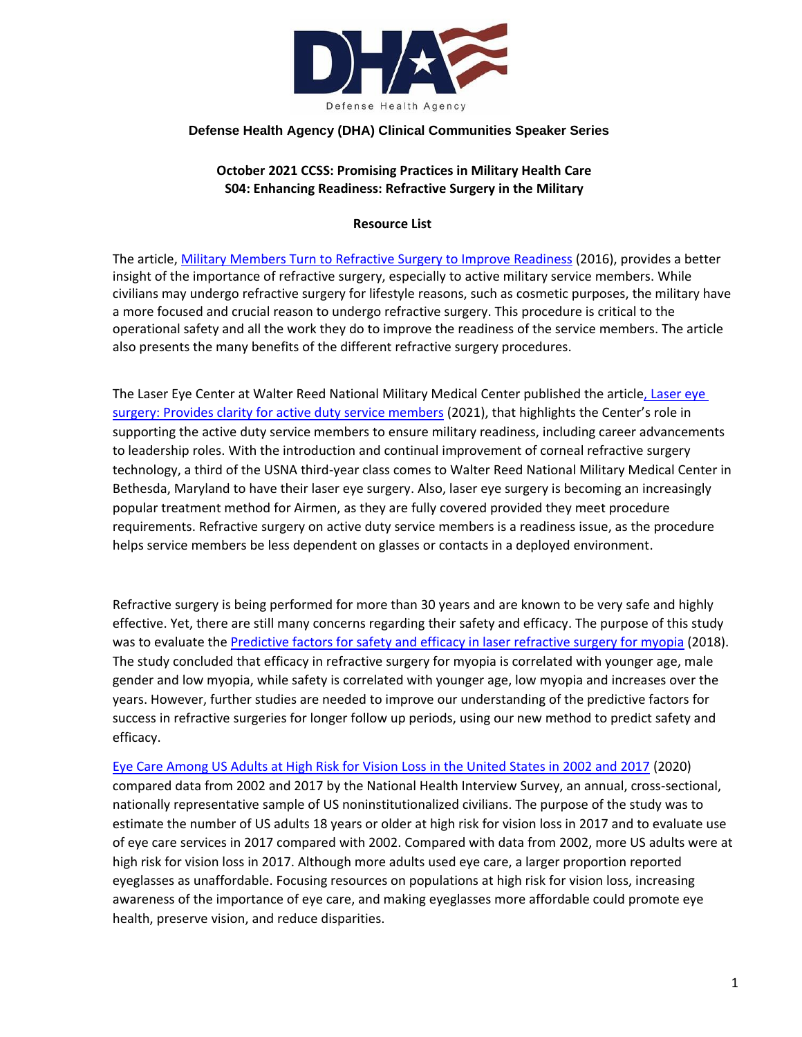**Defense Health Agency (DHA) Clinical Communities Speaker Series**

**October 2021 CCSS: Promising Practices in Military Health Care**
**S04: Enhancing Readiness: Refractive Surgery in the Military**

**Resource List**

The article, Military Members Turn to Refractive Surgery to Improve Readiness (2016), provides a better insight of the importance of refractive surgery, especially to active military service members. While civilians may undergo refractive surgery for lifestyle reasons, such as cosmetic purposes, the military have a more focused and crucial reason to undergo refractive surgery. This procedure is critical to the operational safety and all the work they do to improve the readiness of the service members. The article also presents the many benefits of the different refractive surgery procedures.

The Laser Eye Center at Walter Reed National Military Medical Center published the article, Laser eye surgery: Provides clarity for active duty service members (2021), that highlights the Center's role in supporting the active duty service members to ensure military readiness, including career advancements to leadership roles. With the introduction and continual improvement of corneal refractive surgery technology, a third of the USNA third-year class comes to Walter Reed National Military Medical Center in Bethesda, Maryland to have their laser eye surgery. Also, laser eye surgery is becoming an increasingly popular treatment method for Airmen, as they are fully covered provided they meet procedure requirements. Refractive surgery on active duty service members is a readiness issue, as the procedure helps service members be less dependent on glasses or contacts in a deployed environment.

Refractive surgery is being performed for more than 30 years and are known to be very safe and highly effective. Yet, there are still many concerns regarding their safety and efficacy. The purpose of this study was to evaluate the Predictive factors for safety and efficacy in laser refractive surgery for myopia (2018). The study concluded that efficacy in refractive surgery for myopia is correlated with younger age, male gender and low myopia, while safety is correlated with younger age, low myopia and increases over the years. However, further studies are needed to improve our understanding of the predictive factors for success in refractive surgeries for longer follow up periods, using our new method to predict safety and efficacy.

Eye Care Among US Adults at High Risk for Vision Loss in the United States in 2002 and 2017 (2020) compared data from 2002 and 2017 by the National Health Interview Survey, an annual, cross-sectional, nationally representative sample of US noninstitutionalized civilians. The purpose of the study was to estimate the number of US adults 18 years or older at high risk for vision loss in 2017 and to evaluate use of eye care services in 2017 compared with 2002. Compared with data from 2002, more US adults were at high risk for vision loss in 2017. Although more adults used eye care, a larger proportion reported eyeglasses as unaffordable. Focusing resources on populations at high risk for vision loss, increasing awareness of the importance of eye care, and making eyeglasses more affordable could promote eye health, preserve vision, and reduce disparities.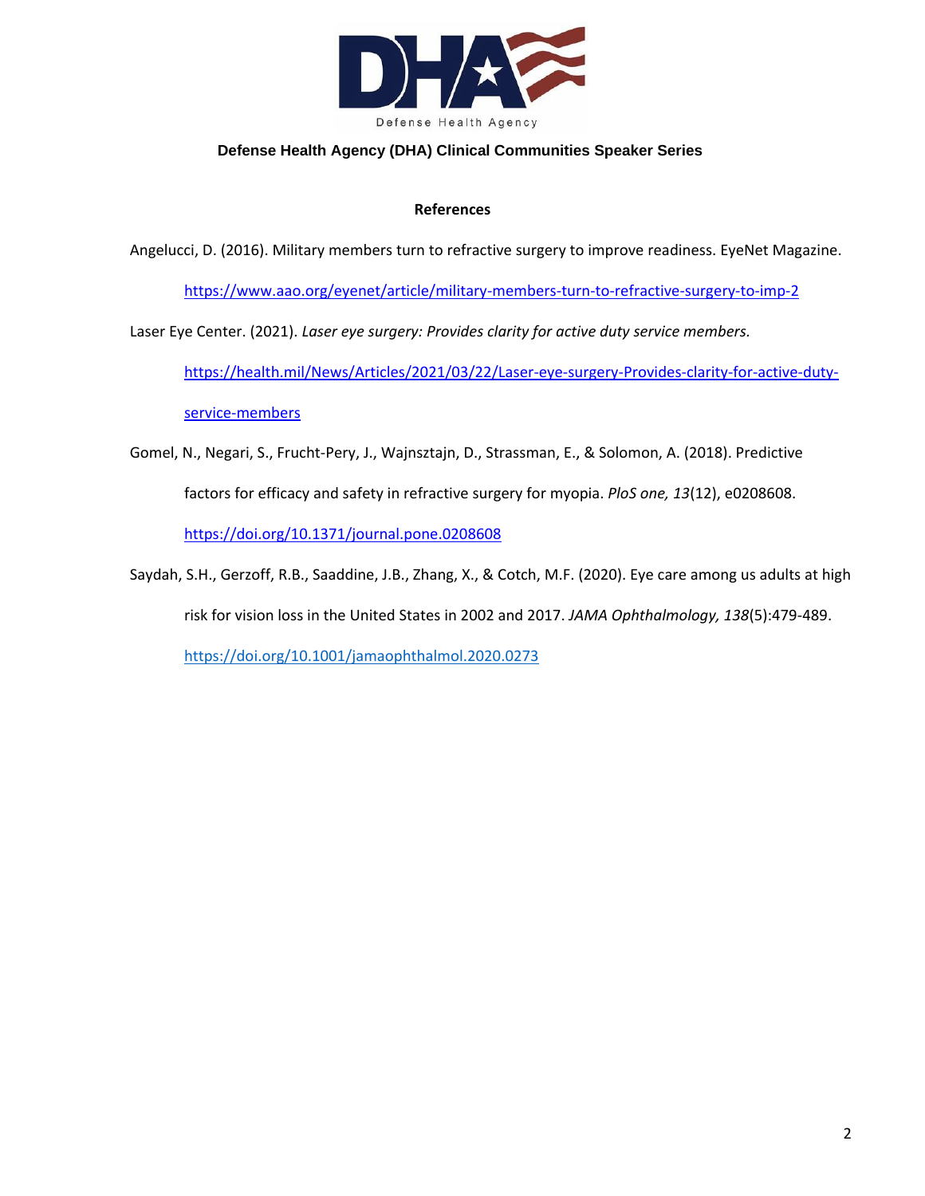**Defense Health Agency (DHA) Clinical Communities Speaker Series**

## References

Angelucci, D. (2016). Military members turn to refractive surgery to improve readiness. EyeNet Magazine. https://www.aao.org/eyenet/article/military-members-turn-to-refractive-surgery-to-imp-2

Laser Eye Center. (2021). *Laser eye surgery: Provides clarity for active duty service members.* https://health.mil/News/Articles/2021/03/22/Laser-eye-surgery-Provides-clarity-for-active-duty-service-members

Gomel, N., Negari, S., Frucht-Pery, J., Wajnsztajn, D., Strassman, E., & Solomon, A. (2018). Predictive factors for efficacy and safety in refractive surgery for myopia. *PloS one, 13*(12), e0208608. https://doi.org/10.1371/journal.pone.0208608

Saydah, S.H., Gerzoff, R.B., Saaddine, J.B., Zhang, X., & Cotch, M.F. (2020). Eye care among us adults at high risk for vision loss in the United States in 2002 and 2017. *JAMA Ophthalmology, 138*(5):479-489. https://doi.org/10.1001/jamaophthalmol.2020.0273